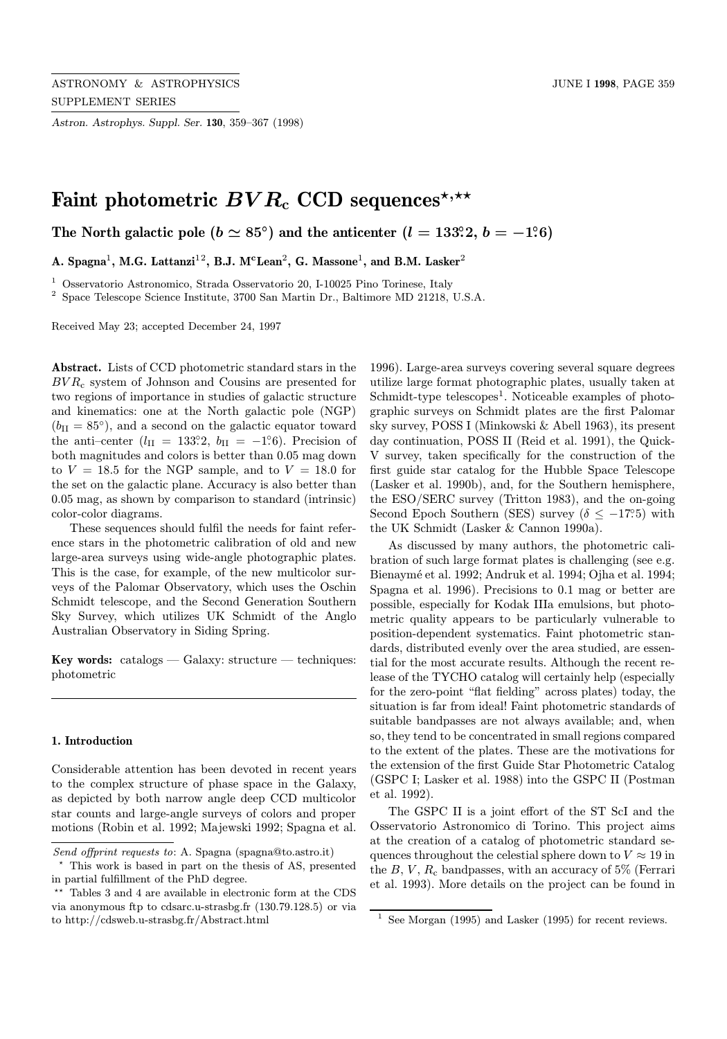# Faint photometric $BVR_c$ CCD sequences[⋆,⋆⋆]

## The North galactic pole ($b \simeq 85°$) and the anticenter ($l = 133.°2$, $b = -1.°6$)

**A. Spagna[1], M.G. Lattanzi[1,2], B.J. McLean[2], G. Massone[1], and B.M. Lasker[2]**

[1] Osservatorio Astronomico, Strada Osservatorio 20, I-10025 Pino Torinese, Italy
[2] Space Telescope Science Institute, 3700 San Martin Dr., Baltimore MD 21218, U.S.A.

Received May 23; accepted December 24, 1997

**Abstract.** Lists of CCD photometric standard stars in the $BVR_c$ system of Johnson and Cousins are presented for two regions of importance in studies of galactic structure and kinematics: one at the North galactic pole (NGP) ($b_{II} = 85°$), and a second on the galactic equator toward the anti–center ($l_{II} = 133.°2$, $b_{II} = -1.°6$). Precision of both magnitudes and colors is better than 0.05 mag down to $V = 18.5$ for the NGP sample, and to $V = 18.0$ for the set on the galactic plane. Accuracy is also better than 0.05 mag, as shown by comparison to standard (intrinsic) color-color diagrams.

These sequences should fulfil the needs for faint reference stars in the photometric calibration of old and new large-area surveys using wide-angle photographic plates. This is the case, for example, of the new multicolor surveys of the Palomar Observatory, which uses the Oschin Schmidt telescope, and the Second Generation Southern Sky Survey, which utilizes UK Schmidt of the Anglo Australian Observatory in Siding Spring.

**Key words:** catalogs — Galaxy: structure — techniques: photometric

### 1. Introduction

Considerable attention has been devoted in recent years to the complex structure of phase space in the Galaxy, as depicted by both narrow angle deep CCD multicolor star counts and large-angle surveys of colors and proper motions (Robin et al. 1992; Majewski 1992; Spagna et al. 1996). Large-area surveys covering several square degrees utilize large format photographic plates, usually taken at Schmidt-type telescopes[1]. Noticeable examples of photographic surveys on Schmidt plates are the first Palomar sky survey, POSS I (Minkowski & Abell 1963), its present day continuation, POSS II (Reid et al. 1991), the Quick-V survey, taken specifically for the construction of the first guide star catalog for the Hubble Space Telescope (Lasker et al. 1990b), and, for the Southern hemisphere, the ESO/SERC survey (Tritton 1983), and the on-going Second Epoch Southern (SES) survey ($\delta \leq -17.°5$) with the UK Schmidt (Lasker & Cannon 1990a).

As discussed by many authors, the photometric calibration of such large format plates is challenging (see e.g. Bienaymé et al. 1992; Andruk et al. 1994; Ojha et al. 1994; Spagna et al. 1996). Precisions to 0.1 mag or better are possible, especially for Kodak IIIa emulsions, but photometric quality appears to be particularly vulnerable to position-dependent systematics. Faint photometric standards, distributed evenly over the area studied, are essential for the most accurate results. Although the recent release of the TYCHO catalog will certainly help (especially for the zero-point "flat fielding" across plates) today, the situation is far from ideal! Faint photometric standards of suitable bandpasses are not always available; and, when so, they tend to be concentrated in small regions compared to the extent of the plates. These are the motivations for the extension of the first Guide Star Photometric Catalog (GSPC I; Lasker et al. 1988) into the GSPC II (Postman et al. 1992).

The GSPC II is a joint effort of the ST ScI and the Osservatorio Astronomico di Torino. This project aims at the creation of a catalog of photometric standard sequences throughout the celestial sphere down to $V \approx 19$ in the $B$, $V$, $R_c$ bandpasses, with an accuracy of 5% (Ferrari et al. 1993). More details on the project can be found in

---

*Send offprint requests to*: A. Spagna (spagna@to.astro.it)

⋆ This work is based in part on the thesis of AS, presented in partial fulfillment of the PhD degree.

⋆⋆ Tables 3 and 4 are available in electronic form at the CDS via anonymous ftp to cdsarc.u-strasbg.fr (130.79.128.5) or via to http://cdsweb.u-strasbg.fr/Abstract.html

[1] See Morgan (1995) and Lasker (1995) for recent reviews.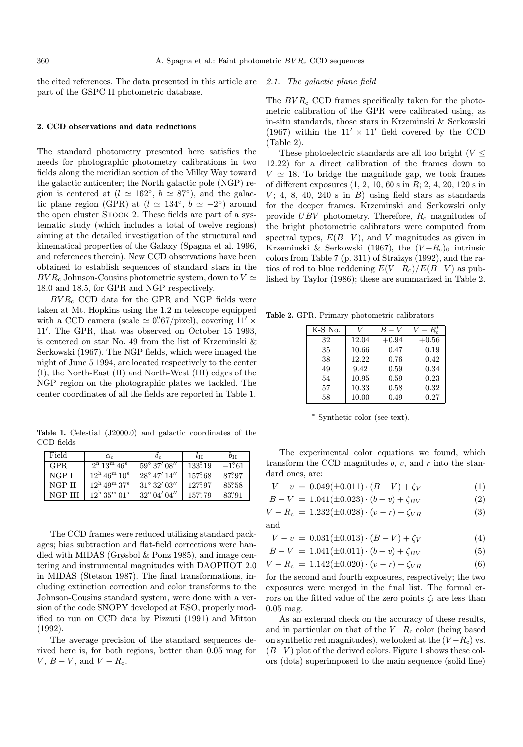the cited references. The data presented in this article are part of the GSPC II photometric database.

## 2. CCD observations and data reductions

The standard photometry presented here satisfies the needs for photographic photometry calibrations in two fields along the meridian section of the Milky Way toward the galactic anticenter; the North galactic pole (NGP) region is centered at ($l \simeq 162°$, $b \simeq 87°$), and the galactic plane region (GPR) at ($l \simeq 134°$, $b \simeq -2°$) around the open cluster Stock 2. These fields are part of a systematic study (which includes a total of twelve regions) aiming at the detailed investigation of the structural and kinematical properties of the Galaxy (Spagna et al. 1996, and references therein). New CCD observations have been obtained to establish sequences of standard stars in the $BVR_c$ Johnson-Cousins photometric system, down to $V \simeq 18.0$ and 18.5, for GPR and NGP respectively.

$BVR_c$ CCD data for the GPR and NGP fields were taken at Mt. Hopkins using the 1.2 m telescope equipped with a CCD camera (scale $\simeq 0.''67$/pixel), covering $11' \times 11'$. The GPR, that was observed on October 15 1993, is centered on star No. 49 from the list of Krzeminski & Serkowski (1967). The NGP fields, which were imaged the night of June 5 1994, are located respectively to the center (I), the North-East (II) and North-West (III) edges of the NGP region on the photographic plates we tackled. The center coordinates of all the fields are reported in Table 1.

**Table 1.** Celestial (J2000.0) and galactic coordinates of the CCD fields

| Field | $\alpha_c$ | $\delta_c$ | $l_{II}$ | $b_{II}$ |
|---|---|---|---|---|
| GPR | $2^h\,13^m\,46^s$ | $59°\,37'\,08''$ | 133.°19 | −1.°61 |
| NGP I | $12^h\,46^m\,10^s$ | $28°\,47'\,14''$ | 157.°68 | 87.°97 |
| NGP II | $12^h\,49^m\,37^s$ | $31°\,32'\,03''$ | 127.°97 | 85.°58 |
| NGP III | $12^h\,35^m\,01^s$ | $32°\,04'\,04''$ | 157.°79 | 83.°91 |

The CCD frames were reduced utilizing standard packages; bias subtraction and flat-field corrections were handled with MIDAS (Grøsbol & Ponz 1985), and image centering and instrumental magnitudes with DAOPHOT 2.0 in MIDAS (Stetson 1987). The final transformations, including extinction correction and color transforms to the Johnson-Cousins standard system, were done with a version of the code SNOPY developed at ESO, properly modified to run on CCD data by Pizzuti (1991) and Mitton (1992).

The average precision of the standard sequences derived here is, for both regions, better than 0.05 mag for $V$, $B-V$, and $V-R_c$.

### 2.1. The galactic plane field

The $BVR_c$ CCD frames specifically taken for the photometric calibration of the GPR were calibrated using, as in-situ standards, those stars in Krzeminski & Serkowski (1967) within the $11' \times 11'$ field covered by the CCD (Table 2).

These photoelectric standards are all too bright ($V \leq 12.22$) for a direct calibration of the frames down to $V \simeq 18$. To bridge the magnitude gap, we took frames of different exposures (1, 2, 10, 60 s in $R$; 2, 4, 20, 120 s in $V$; 4, 8, 40, 240 s in $B$) using field stars as standards for the deeper frames. Krzeminski and Serkowski only provide $UBV$ photometry. Therefore, $R_c$ magnitudes of the bright photometric calibrators were computed from spectral types, $E(B-V)$, and $V$ magnitudes as given in Krzeminski & Serkowski (1967), the $(V-R_c)_0$ intrinsic colors from Table 7 (p. 311) of Straizys (1992), and the ratios of red to blue reddening $E(V-R_c)/E(B-V)$ as published by Taylor (1986); these are summarized in Table 2.

**Table 2.** GPR. Primary photometric calibrators

| K-S No. | $V$ | $B-V$ | $V-R_c^*$ |
|---|---|---|---|
| 32 | 12.04 | +0.94 | +0.56 |
| 35 | 10.66 | 0.47 | 0.19 |
| 38 | 12.22 | 0.76 | 0.42 |
| 49 | 9.42 | 0.59 | 0.34 |
| 54 | 10.95 | 0.59 | 0.23 |
| 57 | 10.33 | 0.58 | 0.32 |
| 58 | 10.00 | 0.49 | 0.27 |

\* Synthetic color (see text).

The experimental color equations we found, which transform the CCD magnitudes $b$, $v$, and $r$ into the standard ones, are:

$$V - v = 0.049(\pm 0.011) \cdot (B-V) + \zeta_V \quad (1)$$

$$B - V = 1.041(\pm 0.023) \cdot (b-v) + \zeta_{BV} \quad (2)$$

$$V - R_c = 1.232(\pm 0.028) \cdot (v-r) + \zeta_{VR} \quad (3)$$

and

$$V - v = 0.031(\pm 0.013) \cdot (B-V) + \zeta_V \quad (4)$$

$$B - V = 1.041(\pm 0.011) \cdot (b-v) + \zeta_{BV} \quad (5)$$

$$V - R_c = 1.142(\pm 0.020) \cdot (v-r) + \zeta_{VR} \quad (6)$$

for the second and fourth exposures, respectively; the two exposures were merged in the final list. The formal errors on the fitted value of the zero points $\zeta_i$ are less than 0.05 mag.

As an external check on the accuracy of these results, and in particular on that of the $V-R_c$ color (being based on synthetic red magnitudes), we looked at the $(V-R_c)$ vs. $(B-V)$ plot of the derived colors. Figure 1 shows these colors (dots) superimposed to the main sequence (solid line)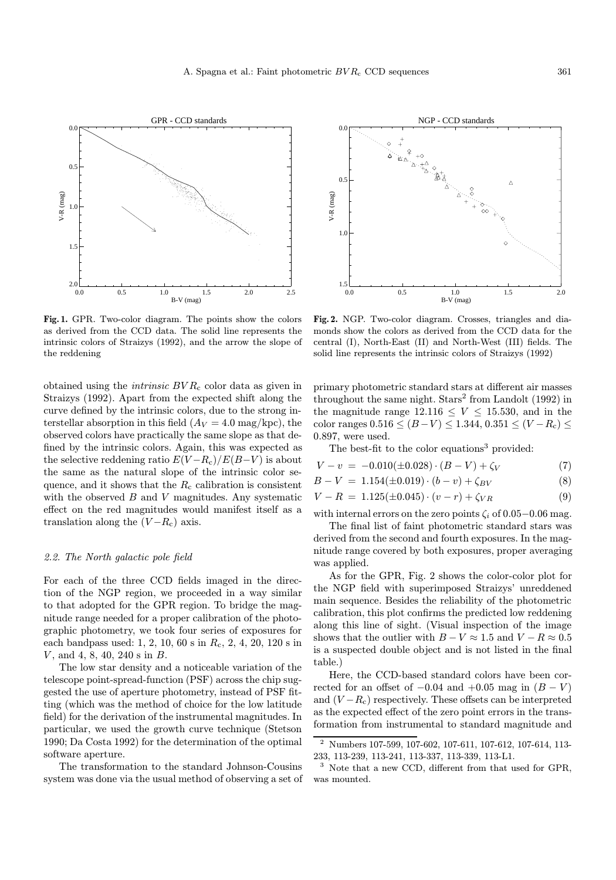**Fig. 1.** GPR. Two-color diagram. The points show the colors as derived from the CCD data. The solid line represents the intrinsic colors of Straizys (1992), and the arrow the slope of the reddening

**Fig. 2.** NGP. Two-color diagram. Crosses, triangles and diamonds show the colors as derived from the CCD data for the central (I), North-East (II) and North-West (III) fields. The solid line represents the intrinsic colors of Straizys (1992)

obtained using the *intrinsic* $BVR_c$ color data as given in Straizys (1992). Apart from the expected shift along the curve defined by the intrinsic colors, due to the strong interstellar absorption in this field ($A_V = 4.0$ mag/kpc), the observed colors have practically the same slope as that defined by the intrinsic colors. Again, this was expected as the selective reddening ratio $E(V{-}R_c)/E(B{-}V)$ is about the same as the natural slope of the intrinsic color sequence, and it shows that the $R_c$ calibration is consistent with the observed $B$ and $V$ magnitudes. Any systematic effect on the red magnitudes would manifest itself as a translation along the $(V{-}R_c)$ axis.

### 2.2. The North galactic pole field

For each of the three CCD fields imaged in the direction of the NGP region, we proceeded in a way similar to that adopted for the GPR region. To bridge the magnitude range needed for a proper calibration of the photographic photometry, we took four series of exposures for each bandpass used: 1, 2, 10, 60 s in $R_c$, 2, 4, 20, 120 s in $V$, and 4, 8, 40, 240 s in $B$.

The low star density and a noticeable variation of the telescope point-spread-function (PSF) across the chip suggested the use of aperture photometry, instead of PSF fitting (which was the method of choice for the low latitude field) for the derivation of the instrumental magnitudes. In particular, we used the growth curve technique (Stetson 1990; Da Costa 1992) for the determination of the optimal software aperture.

The transformation to the standard Johnson-Cousins system was done via the usual method of observing a set of primary photometric standard stars at different air masses throughout the same night. Stars[2] from Landolt (1992) in the magnitude range $12.116 \leq V \leq 15.530$, and in the color ranges $0.516 \leq (B{-}V) \leq 1.344$, $0.351 \leq (V{-}R_c) \leq 0.897$, were used.

The best-fit to the color equations[3] provided:

$$V - v \ = \ -0.010(\pm 0.028) \cdot (B - V) + \zeta_V \tag{7}$$

$$B - V \ = \ 1.154(\pm 0.019) \cdot (b - v) + \zeta_{BV} \tag{8}$$

$$V - R \ = \ 1.125(\pm 0.045) \cdot (v - r) + \zeta_{VR} \tag{9}$$

with internal errors on the zero points $\zeta_i$ of 0.05−0.06 mag.

The final list of faint photometric standard stars was derived from the second and fourth exposures. In the magnitude range covered by both exposures, proper averaging was applied.

As for the GPR, Fig. 2 shows the color-color plot for the NGP field with superimposed Straizys' unreddened main sequence. Besides the reliability of the photometric calibration, this plot confirms the predicted low reddening along this line of sight. (Visual inspection of the image shows that the outlier with $B - V \approx 1.5$ and $V - R \approx 0.5$ is a suspected double object and is not listed in the final table.)

Here, the CCD-based standard colors have been corrected for an offset of −0.04 and +0.05 mag in $(B - V)$ and $(V{-}R_c)$ respectively. These offsets can be interpreted as the expected effect of the zero point errors in the transformation from instrumental to standard magnitude and

[2] Numbers 107-599, 107-602, 107-611, 107-612, 107-614, 113-233, 113-239, 113-241, 113-337, 113-339, 113-L1.

[3] Note that a new CCD, different from that used for GPR, was mounted.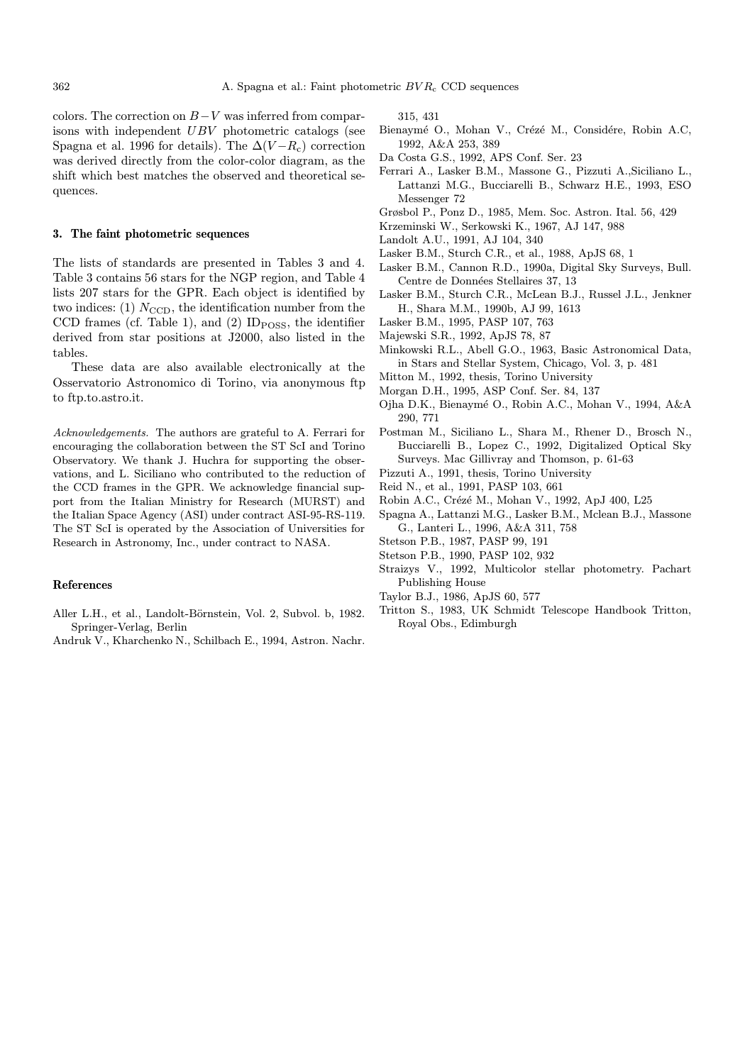colors. The correction on $B-V$ was inferred from comparisons with independent $UBV$ photometric catalogs (see Spagna et al. 1996 for details). The $\Delta(V-R_c)$ correction was derived directly from the color-color diagram, as the shift which best matches the observed and theoretical sequences.

## 3. The faint photometric sequences

The lists of standards are presented in Tables 3 and 4. Table 3 contains 56 stars for the NGP region, and Table 4 lists 207 stars for the GPR. Each object is identified by two indices: (1) $N_{\rm CCD}$, the identification number from the CCD frames (cf. Table 1), and (2) $\rm ID_{POSS}$, the identifier derived from star positions at J2000, also listed in the tables.

These data are also available electronically at the Osservatorio Astronomico di Torino, via anonymous ftp to ftp.to.astro.it.

*Acknowledgements.* The authors are grateful to A. Ferrari for encouraging the collaboration between the ST ScI and Torino Observatory. We thank J. Huchra for supporting the observations, and L. Siciliano who contributed to the reduction of the CCD frames in the GPR. We acknowledge financial support from the Italian Ministry for Research (MURST) and the Italian Space Agency (ASI) under contract ASI-95-RS-119. The ST ScI is operated by the Association of Universities for Research in Astronomy, Inc., under contract to NASA.

## References

Aller L.H., et al., Landolt-Börnstein, Vol. 2, Subvol. b, 1982. Springer-Verlag, Berlin

Andruk V., Kharchenko N., Schilbach E., 1994, Astron. Nachr. 315, 431

Bienaymé O., Mohan V., Crézé M., Considére, Robin A.C, 1992, A&A 253, 389

Da Costa G.S., 1992, APS Conf. Ser. 23

Ferrari A., Lasker B.M., Massone G., Pizzuti A.,Siciliano L., Lattanzi M.G., Bucciarelli B., Schwarz H.E., 1993, ESO Messenger 72

Grøsbol P., Ponz D., 1985, Mem. Soc. Astron. Ital. 56, 429

Krzeminski W., Serkowski K., 1967, AJ 147, 988

Landolt A.U., 1991, AJ 104, 340

Lasker B.M., Sturch C.R., et al., 1988, ApJS 68, 1

Lasker B.M., Cannon R.D., 1990a, Digital Sky Surveys, Bull. Centre de Données Stellaires 37, 13

Lasker B.M., Sturch C.R., McLean B.J., Russel J.L., Jenkner H., Shara M.M., 1990b, AJ 99, 1613

Lasker B.M., 1995, PASP 107, 763

Majewski S.R., 1992, ApJS 78, 87

Minkowski R.L., Abell G.O., 1963, Basic Astronomical Data, in Stars and Stellar System, Chicago, Vol. 3, p. 481

Mitton M., 1992, thesis, Torino University

Morgan D.H., 1995, ASP Conf. Ser. 84, 137

Ojha D.K., Bienaymé O., Robin A.C., Mohan V., 1994, A&A 290, 771

Postman M., Siciliano L., Shara M., Rhener D., Brosch N., Bucciarelli B., Lopez C., 1992, Digitalized Optical Sky Surveys. Mac Gillivray and Thomson, p. 61-63

Pizzuti A., 1991, thesis, Torino University

Reid N., et al., 1991, PASP 103, 661

Robin A.C., Crézé M., Mohan V., 1992, ApJ 400, L25

Spagna A., Lattanzi M.G., Lasker B.M., Mclean B.J., Massone G., Lanteri L., 1996, A&A 311, 758

Stetson P.B., 1987, PASP 99, 191

Stetson P.B., 1990, PASP 102, 932

Straizys V., 1992, Multicolor stellar photometry. Pachart Publishing House

Taylor B.J., 1986, ApJS 60, 577

Tritton S., 1983, UK Schmidt Telescope Handbook Tritton, Royal Obs., Edimburgh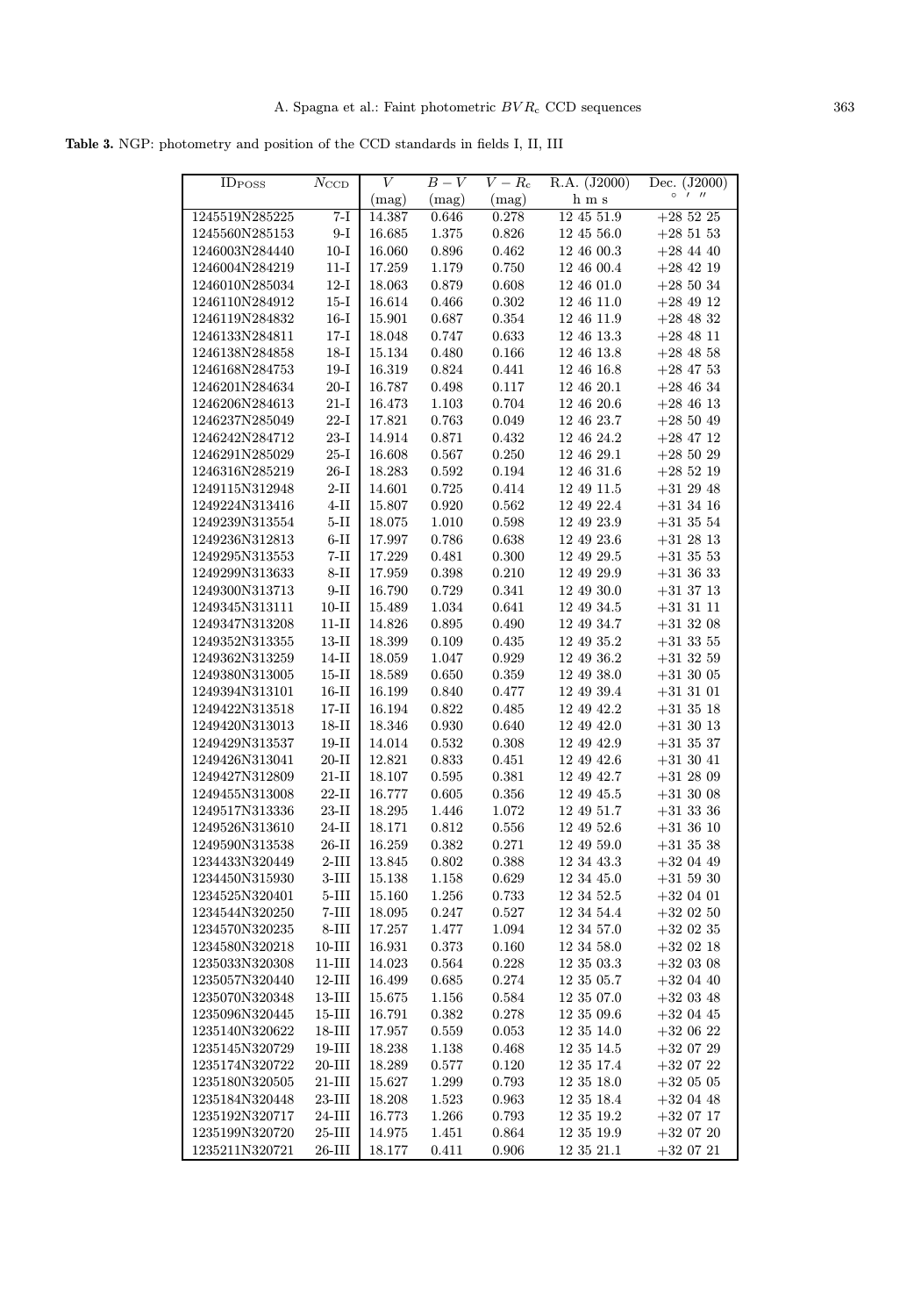**Table 3.** NGP: photometry and position of the CCD standards in fields I, II, III

| $\mathrm{ID_{POSS}}$ | $N_{\mathrm{CCD}}$ | $V$ (mag) | $B-V$ (mag) | $V-R_{\mathrm{c}}$ (mag) | R.A. (J2000) h m s | Dec. (J2000) ° ′ ″ |
|---|---|---|---|---|---|---|
| 1245519N285225 | 7-I | 14.387 | 0.646 | 0.278 | 12 45 51.9 | +28 52 25 |
| 1245560N285153 | 9-I | 16.685 | 1.375 | 0.826 | 12 45 56.0 | +28 51 53 |
| 1246003N284440 | 10-I | 16.060 | 0.896 | 0.462 | 12 46 00.3 | +28 44 40 |
| 1246004N284219 | 11-I | 17.259 | 1.179 | 0.750 | 12 46 00.4 | +28 42 19 |
| 1246010N285034 | 12-I | 18.063 | 0.879 | 0.608 | 12 46 01.0 | +28 50 34 |
| 1246110N284912 | 15-I | 16.614 | 0.466 | 0.302 | 12 46 11.0 | +28 49 12 |
| 1246119N284832 | 16-I | 15.901 | 0.687 | 0.354 | 12 46 11.9 | +28 48 32 |
| 1246133N284811 | 17-I | 18.048 | 0.747 | 0.633 | 12 46 13.3 | +28 48 11 |
| 1246138N284858 | 18-I | 15.134 | 0.480 | 0.166 | 12 46 13.8 | +28 48 58 |
| 1246168N284753 | 19-I | 16.319 | 0.824 | 0.441 | 12 46 16.8 | +28 47 53 |
| 1246201N284634 | 20-I | 16.787 | 0.498 | 0.117 | 12 46 20.1 | +28 46 34 |
| 1246206N284613 | 21-I | 16.473 | 1.103 | 0.704 | 12 46 20.6 | +28 46 13 |
| 1246237N285049 | 22-I | 17.821 | 0.763 | 0.049 | 12 46 23.7 | +28 50 49 |
| 1246242N284712 | 23-I | 14.914 | 0.871 | 0.432 | 12 46 24.2 | +28 47 12 |
| 1246291N285029 | 25-I | 16.608 | 0.567 | 0.250 | 12 46 29.1 | +28 50 29 |
| 1246316N285219 | 26-I | 18.283 | 0.592 | 0.194 | 12 46 31.6 | +28 52 19 |
| 1249115N312948 | 2-II | 14.601 | 0.725 | 0.414 | 12 49 11.5 | +31 29 48 |
| 1249224N313416 | 4-II | 15.807 | 0.920 | 0.562 | 12 49 22.4 | +31 34 16 |
| 1249239N313554 | 5-II | 18.075 | 1.010 | 0.598 | 12 49 23.9 | +31 35 54 |
| 1249236N312813 | 6-II | 17.997 | 0.786 | 0.638 | 12 49 23.6 | +31 28 13 |
| 1249295N313553 | 7-II | 17.229 | 0.481 | 0.300 | 12 49 29.5 | +31 35 53 |
| 1249299N313633 | 8-II | 17.959 | 0.398 | 0.210 | 12 49 29.9 | +31 36 33 |
| 1249300N313713 | 9-II | 16.790 | 0.729 | 0.341 | 12 49 30.0 | +31 37 13 |
| 1249345N313111 | 10-II | 15.489 | 1.034 | 0.641 | 12 49 34.5 | +31 31 11 |
| 1249347N313208 | 11-II | 14.826 | 0.895 | 0.490 | 12 49 34.7 | +31 32 08 |
| 1249352N313355 | 13-II | 18.399 | 0.109 | 0.435 | 12 49 35.2 | +31 33 55 |
| 1249362N313259 | 14-II | 18.059 | 1.047 | 0.929 | 12 49 36.2 | +31 32 59 |
| 1249380N313005 | 15-II | 18.589 | 0.650 | 0.359 | 12 49 38.0 | +31 30 05 |
| 1249394N313101 | 16-II | 16.199 | 0.840 | 0.477 | 12 49 39.4 | +31 31 01 |
| 1249422N313518 | 17-II | 16.194 | 0.822 | 0.485 | 12 49 42.2 | +31 35 18 |
| 1249420N313013 | 18-II | 18.346 | 0.930 | 0.640 | 12 49 42.0 | +31 30 13 |
| 1249429N313537 | 19-II | 14.014 | 0.532 | 0.308 | 12 49 42.9 | +31 35 37 |
| 1249426N313041 | 20-II | 12.821 | 0.833 | 0.451 | 12 49 42.6 | +31 30 41 |
| 1249427N312809 | 21-II | 18.107 | 0.595 | 0.381 | 12 49 42.7 | +31 28 09 |
| 1249455N313008 | 22-II | 16.777 | 0.605 | 0.356 | 12 49 45.5 | +31 30 08 |
| 1249517N313336 | 23-II | 18.295 | 1.446 | 1.072 | 12 49 51.7 | +31 33 36 |
| 1249526N313610 | 24-II | 18.171 | 0.812 | 0.556 | 12 49 52.6 | +31 36 10 |
| 1249590N313538 | 26-II | 16.259 | 0.382 | 0.271 | 12 49 59.0 | +31 35 38 |
| 1234433N320449 | 2-III | 13.845 | 0.802 | 0.388 | 12 34 43.3 | +32 04 49 |
| 1234450N315930 | 3-III | 15.138 | 1.158 | 0.629 | 12 34 45.0 | +31 59 30 |
| 1234525N320401 | 5-III | 15.160 | 1.256 | 0.733 | 12 34 52.5 | +32 04 01 |
| 1234544N320250 | 7-III | 18.095 | 0.247 | 0.527 | 12 34 54.4 | +32 02 50 |
| 1234570N320235 | 8-III | 17.257 | 1.477 | 1.094 | 12 34 57.0 | +32 02 35 |
| 1234580N320218 | 10-III | 16.931 | 0.373 | 0.160 | 12 34 58.0 | +32 02 18 |
| 1235033N320308 | 11-III | 14.023 | 0.564 | 0.228 | 12 35 03.3 | +32 03 08 |
| 1235057N320440 | 12-III | 16.499 | 0.685 | 0.274 | 12 35 05.7 | +32 04 40 |
| 1235070N320348 | 13-III | 15.675 | 1.156 | 0.584 | 12 35 07.0 | +32 03 48 |
| 1235096N320445 | 15-III | 16.791 | 0.382 | 0.278 | 12 35 09.6 | +32 04 45 |
| 1235140N320622 | 18-III | 17.957 | 0.559 | 0.053 | 12 35 14.0 | +32 06 22 |
| 1235145N320729 | 19-III | 18.238 | 1.138 | 0.468 | 12 35 14.5 | +32 07 29 |
| 1235174N320722 | 20-III | 18.289 | 0.577 | 0.120 | 12 35 17.4 | +32 07 22 |
| 1235180N320505 | 21-III | 15.627 | 1.299 | 0.793 | 12 35 18.0 | +32 05 05 |
| 1235184N320448 | 23-III | 18.208 | 1.523 | 0.963 | 12 35 18.4 | +32 04 48 |
| 1235192N320717 | 24-III | 16.773 | 1.266 | 0.793 | 12 35 19.2 | +32 07 17 |
| 1235199N320720 | 25-III | 14.975 | 1.451 | 0.864 | 12 35 19.9 | +32 07 20 |
| 1235211N320721 | 26-III | 18.177 | 0.411 | 0.906 | 12 35 21.1 | +32 07 21 |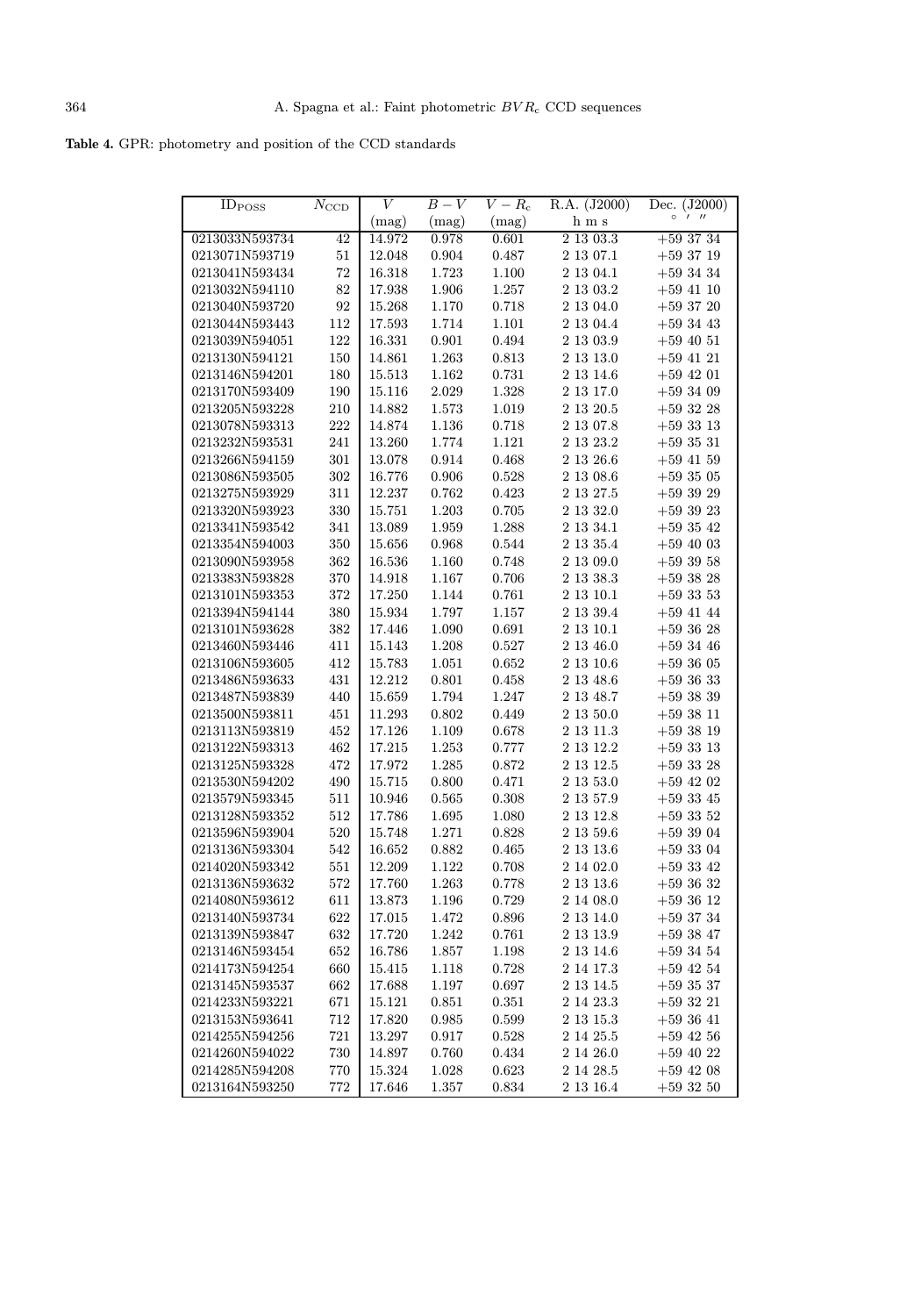**Table 4.** GPR: photometry and position of the CCD standards

| $ID_{POSS}$ | $N_{CCD}$ | $V$ | $B-V$ | $V-R_c$ | R.A. (J2000) | Dec. (J2000) |
|---|---|---|---|---|---|---|
| | | (mag) | (mag) | (mag) | h m s | ° ′ ″ |
| 0213033N593734 | 42 | 14.972 | 0.978 | 0.601 | 2 13 03.3 | +59 37 34 |
| 0213071N593719 | 51 | 12.048 | 0.904 | 0.487 | 2 13 07.1 | +59 37 19 |
| 0213041N593434 | 72 | 16.318 | 1.723 | 1.100 | 2 13 04.1 | +59 34 34 |
| 0213032N594110 | 82 | 17.938 | 1.906 | 1.257 | 2 13 03.2 | +59 41 10 |
| 0213040N593720 | 92 | 15.268 | 1.170 | 0.718 | 2 13 04.0 | +59 37 20 |
| 0213044N593443 | 112 | 17.593 | 1.714 | 1.101 | 2 13 04.4 | +59 34 43 |
| 0213039N594051 | 122 | 16.331 | 0.901 | 0.494 | 2 13 03.9 | +59 40 51 |
| 0213130N594121 | 150 | 14.861 | 1.263 | 0.813 | 2 13 13.0 | +59 41 21 |
| 0213146N594201 | 180 | 15.513 | 1.162 | 0.731 | 2 13 14.6 | +59 42 01 |
| 0213170N593409 | 190 | 15.116 | 2.029 | 1.328 | 2 13 17.0 | +59 34 09 |
| 0213205N593228 | 210 | 14.882 | 1.573 | 1.019 | 2 13 20.5 | +59 32 28 |
| 0213078N593313 | 222 | 14.874 | 1.136 | 0.718 | 2 13 07.8 | +59 33 13 |
| 0213232N593531 | 241 | 13.260 | 1.774 | 1.121 | 2 13 23.2 | +59 35 31 |
| 0213266N594159 | 301 | 13.078 | 0.914 | 0.468 | 2 13 26.6 | +59 41 59 |
| 0213086N593505 | 302 | 16.776 | 0.906 | 0.528 | 2 13 08.6 | +59 35 05 |
| 0213275N593929 | 311 | 12.237 | 0.762 | 0.423 | 2 13 27.5 | +59 39 29 |
| 0213320N593923 | 330 | 15.751 | 1.203 | 0.705 | 2 13 32.0 | +59 39 23 |
| 0213341N593542 | 341 | 13.089 | 1.959 | 1.288 | 2 13 34.1 | +59 35 42 |
| 0213354N594003 | 350 | 15.656 | 0.968 | 0.544 | 2 13 35.4 | +59 40 03 |
| 0213090N593958 | 362 | 16.536 | 1.160 | 0.748 | 2 13 09.0 | +59 39 58 |
| 0213383N593828 | 370 | 14.918 | 1.167 | 0.706 | 2 13 38.3 | +59 38 28 |
| 0213101N593353 | 372 | 17.250 | 1.144 | 0.761 | 2 13 10.1 | +59 33 53 |
| 0213394N594144 | 380 | 15.934 | 1.797 | 1.157 | 2 13 39.4 | +59 41 44 |
| 0213101N593628 | 382 | 17.446 | 1.090 | 0.691 | 2 13 10.1 | +59 36 28 |
| 0213460N593446 | 411 | 15.143 | 1.208 | 0.527 | 2 13 46.0 | +59 34 46 |
| 0213106N593605 | 412 | 15.783 | 1.051 | 0.652 | 2 13 10.6 | +59 36 05 |
| 0213486N593633 | 431 | 12.212 | 0.801 | 0.458 | 2 13 48.6 | +59 36 33 |
| 0213487N593839 | 440 | 15.659 | 1.794 | 1.247 | 2 13 48.7 | +59 38 39 |
| 0213500N593811 | 451 | 11.293 | 0.802 | 0.449 | 2 13 50.0 | +59 38 11 |
| 0213113N593819 | 452 | 17.126 | 1.109 | 0.678 | 2 13 11.3 | +59 38 19 |
| 0213122N593313 | 462 | 17.215 | 1.253 | 0.777 | 2 13 12.2 | +59 33 13 |
| 0213125N593328 | 472 | 17.972 | 1.285 | 0.872 | 2 13 12.5 | +59 33 28 |
| 0213530N594202 | 490 | 15.715 | 0.800 | 0.471 | 2 13 53.0 | +59 42 02 |
| 0213579N593345 | 511 | 10.946 | 0.565 | 0.308 | 2 13 57.9 | +59 33 45 |
| 0213128N593352 | 512 | 17.786 | 1.695 | 1.080 | 2 13 12.8 | +59 33 52 |
| 0213596N593904 | 520 | 15.748 | 1.271 | 0.828 | 2 13 59.6 | +59 39 04 |
| 0213136N593304 | 542 | 16.652 | 0.882 | 0.465 | 2 13 13.6 | +59 33 04 |
| 0214020N593342 | 551 | 12.209 | 1.122 | 0.708 | 2 14 02.0 | +59 33 42 |
| 0213136N593632 | 572 | 17.760 | 1.263 | 0.778 | 2 13 13.6 | +59 36 32 |
| 0214080N593612 | 611 | 13.873 | 1.196 | 0.729 | 2 14 08.0 | +59 36 12 |
| 0213140N593734 | 622 | 17.015 | 1.472 | 0.896 | 2 13 14.0 | +59 37 34 |
| 0213139N593847 | 632 | 17.720 | 1.242 | 0.761 | 2 13 13.9 | +59 38 47 |
| 0213146N593454 | 652 | 16.786 | 1.857 | 1.198 | 2 13 14.6 | +59 34 54 |
| 0214173N594254 | 660 | 15.415 | 1.118 | 0.728 | 2 14 17.3 | +59 42 54 |
| 0213145N593537 | 662 | 17.688 | 1.197 | 0.697 | 2 13 14.5 | +59 35 37 |
| 0214233N593221 | 671 | 15.121 | 0.851 | 0.351 | 2 14 23.3 | +59 32 21 |
| 0213153N593641 | 712 | 17.820 | 0.985 | 0.599 | 2 13 15.3 | +59 36 41 |
| 0214255N594256 | 721 | 13.297 | 0.917 | 0.528 | 2 14 25.5 | +59 42 56 |
| 0214260N594022 | 730 | 14.897 | 0.760 | 0.434 | 2 14 26.0 | +59 40 22 |
| 0214285N594208 | 770 | 15.324 | 1.028 | 0.623 | 2 14 28.5 | +59 42 08 |
| 0213164N593250 | 772 | 17.646 | 1.357 | 0.834 | 2 13 16.4 | +59 32 50 |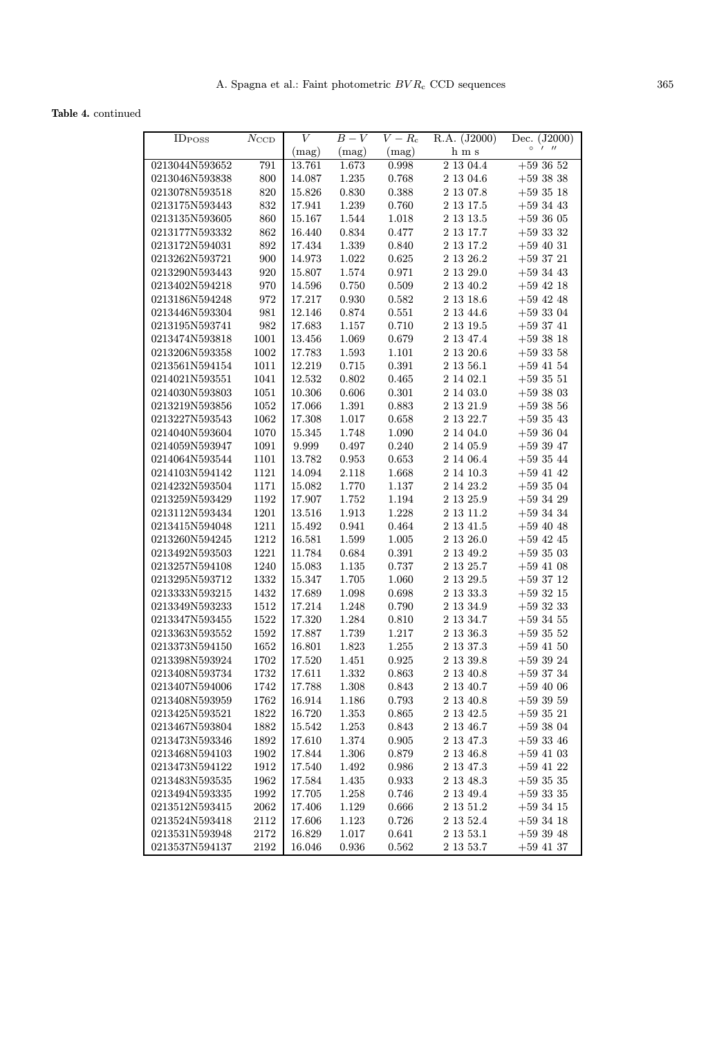**Table 4.** continued

| ID$_{POSS}$ | $N_{CCD}$ | $V$ | $B-V$ | $V-R_c$ | R.A. (J2000) | Dec. (J2000) |
|---|---|---|---|---|---|---|
| | | (mag) | (mag) | (mag) | h m s | ° ′ ″ |
| 0213044N593652 | 791 | 13.761 | 1.673 | 0.998 | 2 13 04.4 | +59 36 52 |
| 0213046N593838 | 800 | 14.087 | 1.235 | 0.768 | 2 13 04.6 | +59 38 38 |
| 0213078N593518 | 820 | 15.826 | 0.830 | 0.388 | 2 13 07.8 | +59 35 18 |
| 0213175N593443 | 832 | 17.941 | 1.239 | 0.760 | 2 13 17.5 | +59 34 43 |
| 0213135N593605 | 860 | 15.167 | 1.544 | 1.018 | 2 13 13.5 | +59 36 05 |
| 0213177N593332 | 862 | 16.440 | 0.834 | 0.477 | 2 13 17.7 | +59 33 32 |
| 0213172N594031 | 892 | 17.434 | 1.339 | 0.840 | 2 13 17.2 | +59 40 31 |
| 0213262N593721 | 900 | 14.973 | 1.022 | 0.625 | 2 13 26.2 | +59 37 21 |
| 0213290N593443 | 920 | 15.807 | 1.574 | 0.971 | 2 13 29.0 | +59 34 43 |
| 0213402N594218 | 970 | 14.596 | 0.750 | 0.509 | 2 13 40.2 | +59 42 18 |
| 0213186N594248 | 972 | 17.217 | 0.930 | 0.582 | 2 13 18.6 | +59 42 48 |
| 0213446N593304 | 981 | 12.146 | 0.874 | 0.551 | 2 13 44.6 | +59 33 04 |
| 0213195N593741 | 982 | 17.683 | 1.157 | 0.710 | 2 13 19.5 | +59 37 41 |
| 0213474N593818 | 1001 | 13.456 | 1.069 | 0.679 | 2 13 47.4 | +59 38 18 |
| 0213206N593358 | 1002 | 17.783 | 1.593 | 1.101 | 2 13 20.6 | +59 33 58 |
| 0213561N594154 | 1011 | 12.219 | 0.715 | 0.391 | 2 13 56.1 | +59 41 54 |
| 0214021N593551 | 1041 | 12.532 | 0.802 | 0.465 | 2 14 02.1 | +59 35 51 |
| 0214030N593803 | 1051 | 10.306 | 0.606 | 0.301 | 2 14 03.0 | +59 38 03 |
| 0213219N593856 | 1052 | 17.066 | 1.391 | 0.883 | 2 13 21.9 | +59 38 56 |
| 0213227N593543 | 1062 | 17.308 | 1.017 | 0.658 | 2 13 22.7 | +59 35 43 |
| 0214040N593604 | 1070 | 15.345 | 1.748 | 1.090 | 2 14 04.0 | +59 36 04 |
| 0214059N593947 | 1091 | 9.999 | 0.497 | 0.240 | 2 14 05.9 | +59 39 47 |
| 0214064N593544 | 1101 | 13.782 | 0.953 | 0.653 | 2 14 06.4 | +59 35 44 |
| 0214103N594142 | 1121 | 14.094 | 2.118 | 1.668 | 2 14 10.3 | +59 41 42 |
| 0214232N593504 | 1171 | 15.082 | 1.770 | 1.137 | 2 14 23.2 | +59 35 04 |
| 0213259N593429 | 1192 | 17.907 | 1.752 | 1.194 | 2 13 25.9 | +59 34 29 |
| 0213112N593434 | 1201 | 13.516 | 1.913 | 1.228 | 2 13 11.2 | +59 34 34 |
| 0213415N594048 | 1211 | 15.492 | 0.941 | 0.464 | 2 13 41.5 | +59 40 48 |
| 0213260N594245 | 1212 | 16.581 | 1.599 | 1.005 | 2 13 26.0 | +59 42 45 |
| 0213492N593503 | 1221 | 11.784 | 0.684 | 0.391 | 2 13 49.2 | +59 35 03 |
| 0213257N594108 | 1240 | 15.083 | 1.135 | 0.737 | 2 13 25.7 | +59 41 08 |
| 0213295N593712 | 1332 | 15.347 | 1.705 | 1.060 | 2 13 29.5 | +59 37 12 |
| 0213333N593215 | 1432 | 17.689 | 1.098 | 0.698 | 2 13 33.3 | +59 32 15 |
| 0213349N593233 | 1512 | 17.214 | 1.248 | 0.790 | 2 13 34.9 | +59 32 33 |
| 0213347N593455 | 1522 | 17.320 | 1.284 | 0.810 | 2 13 34.7 | +59 34 55 |
| 0213363N593552 | 1592 | 17.887 | 1.739 | 1.217 | 2 13 36.3 | +59 35 52 |
| 0213373N594150 | 1652 | 16.801 | 1.823 | 1.255 | 2 13 37.3 | +59 41 50 |
| 0213398N593924 | 1702 | 17.520 | 1.451 | 0.925 | 2 13 39.8 | +59 39 24 |
| 0213408N593734 | 1732 | 17.611 | 1.332 | 0.863 | 2 13 40.8 | +59 37 34 |
| 0213407N594006 | 1742 | 17.788 | 1.308 | 0.843 | 2 13 40.7 | +59 40 06 |
| 0213408N593959 | 1762 | 16.914 | 1.186 | 0.793 | 2 13 40.8 | +59 39 59 |
| 0213425N593521 | 1822 | 16.720 | 1.353 | 0.865 | 2 13 42.5 | +59 35 21 |
| 0213467N593804 | 1882 | 15.542 | 1.253 | 0.843 | 2 13 46.7 | +59 38 04 |
| 0213473N593346 | 1892 | 17.610 | 1.374 | 0.905 | 2 13 47.3 | +59 33 46 |
| 0213468N594103 | 1902 | 17.844 | 1.306 | 0.879 | 2 13 46.8 | +59 41 03 |
| 0213473N594122 | 1912 | 17.540 | 1.492 | 0.986 | 2 13 47.3 | +59 41 22 |
| 0213483N593535 | 1962 | 17.584 | 1.435 | 0.933 | 2 13 48.3 | +59 35 35 |
| 0213494N593335 | 1992 | 17.705 | 1.258 | 0.746 | 2 13 49.4 | +59 33 35 |
| 0213512N593415 | 2062 | 17.406 | 1.129 | 0.666 | 2 13 51.2 | +59 34 15 |
| 0213524N593418 | 2112 | 17.606 | 1.123 | 0.726 | 2 13 52.4 | +59 34 18 |
| 0213531N593948 | 2172 | 16.829 | 1.017 | 0.641 | 2 13 53.1 | +59 39 48 |
| 0213537N594137 | 2192 | 16.046 | 0.936 | 0.562 | 2 13 53.7 | +59 41 37 |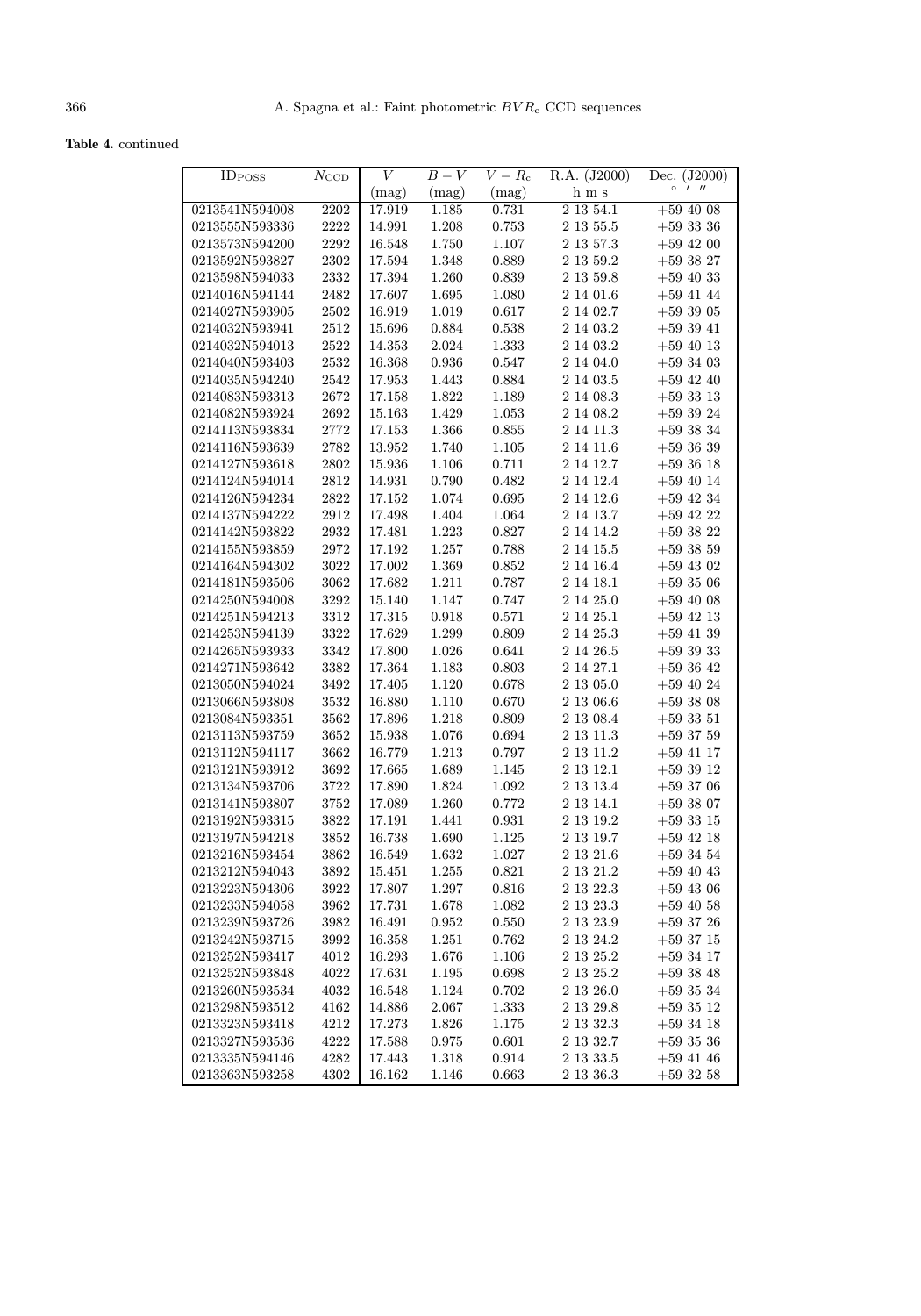**Table 4.** continued

| ID$_{POSS}$ | $N_{CCD}$ | $V$ | $B-V$ | $V-R_c$ | R.A. (J2000) | Dec. (J2000) |
|---|---|---|---|---|---|---|
| | | (mag) | (mag) | (mag) | h m s | ° ′ ″ |
| 0213541N594008 | 2202 | 17.919 | 1.185 | 0.731 | 2 13 54.1 | +59 40 08 |
| 0213555N593336 | 2222 | 14.991 | 1.208 | 0.753 | 2 13 55.5 | +59 33 36 |
| 0213573N594200 | 2292 | 16.548 | 1.750 | 1.107 | 2 13 57.3 | +59 42 00 |
| 0213592N593827 | 2302 | 17.594 | 1.348 | 0.889 | 2 13 59.2 | +59 38 27 |
| 0213598N594033 | 2332 | 17.394 | 1.260 | 0.839 | 2 13 59.8 | +59 40 33 |
| 0214016N594144 | 2482 | 17.607 | 1.695 | 1.080 | 2 14 01.6 | +59 41 44 |
| 0214027N593905 | 2502 | 16.919 | 1.019 | 0.617 | 2 14 02.7 | +59 39 05 |
| 0214032N593941 | 2512 | 15.696 | 0.884 | 0.538 | 2 14 03.2 | +59 39 41 |
| 0214032N594013 | 2522 | 14.353 | 2.024 | 1.333 | 2 14 03.2 | +59 40 13 |
| 0214040N593403 | 2532 | 16.368 | 0.936 | 0.547 | 2 14 04.0 | +59 34 03 |
| 0214035N594240 | 2542 | 17.953 | 1.443 | 0.884 | 2 14 03.5 | +59 42 40 |
| 0214083N593313 | 2672 | 17.158 | 1.822 | 1.189 | 2 14 08.3 | +59 33 13 |
| 0214082N593924 | 2692 | 15.163 | 1.429 | 1.053 | 2 14 08.2 | +59 39 24 |
| 0214113N593834 | 2772 | 17.153 | 1.366 | 0.855 | 2 14 11.3 | +59 38 34 |
| 0214116N593639 | 2782 | 13.952 | 1.740 | 1.105 | 2 14 11.6 | +59 36 39 |
| 0214127N593618 | 2802 | 15.936 | 1.106 | 0.711 | 2 14 12.7 | +59 36 18 |
| 0214124N594014 | 2812 | 14.931 | 0.790 | 0.482 | 2 14 12.4 | +59 40 14 |
| 0214126N594234 | 2822 | 17.152 | 1.074 | 0.695 | 2 14 12.6 | +59 42 34 |
| 0214137N594222 | 2912 | 17.498 | 1.404 | 1.064 | 2 14 13.7 | +59 42 22 |
| 0214142N593822 | 2932 | 17.481 | 1.223 | 0.827 | 2 14 14.2 | +59 38 22 |
| 0214155N593859 | 2972 | 17.192 | 1.257 | 0.788 | 2 14 15.5 | +59 38 59 |
| 0214164N594302 | 3022 | 17.002 | 1.369 | 0.852 | 2 14 16.4 | +59 43 02 |
| 0214181N593506 | 3062 | 17.682 | 1.211 | 0.787 | 2 14 18.1 | +59 35 06 |
| 0214250N594008 | 3292 | 15.140 | 1.147 | 0.747 | 2 14 25.0 | +59 40 08 |
| 0214251N594213 | 3312 | 17.315 | 0.918 | 0.571 | 2 14 25.1 | +59 42 13 |
| 0214253N594139 | 3322 | 17.629 | 1.299 | 0.809 | 2 14 25.3 | +59 41 39 |
| 0214265N593933 | 3342 | 17.800 | 1.026 | 0.641 | 2 14 26.5 | +59 39 33 |
| 0214271N593642 | 3382 | 17.364 | 1.183 | 0.803 | 2 14 27.1 | +59 36 42 |
| 0213050N594024 | 3492 | 17.405 | 1.120 | 0.678 | 2 13 05.0 | +59 40 24 |
| 0213066N593808 | 3532 | 16.880 | 1.110 | 0.670 | 2 13 06.6 | +59 38 08 |
| 0213084N593351 | 3562 | 17.896 | 1.218 | 0.809 | 2 13 08.4 | +59 33 51 |
| 0213113N593759 | 3652 | 15.938 | 1.076 | 0.694 | 2 13 11.3 | +59 37 59 |
| 0213112N594117 | 3662 | 16.779 | 1.213 | 0.797 | 2 13 11.2 | +59 41 17 |
| 0213121N593912 | 3692 | 17.665 | 1.689 | 1.145 | 2 13 12.1 | +59 39 12 |
| 0213134N593706 | 3722 | 17.890 | 1.824 | 1.092 | 2 13 13.4 | +59 37 06 |
| 0213141N593807 | 3752 | 17.089 | 1.260 | 0.772 | 2 13 14.1 | +59 38 07 |
| 0213192N593315 | 3822 | 17.191 | 1.441 | 0.931 | 2 13 19.2 | +59 33 15 |
| 0213197N594218 | 3852 | 16.738 | 1.690 | 1.125 | 2 13 19.7 | +59 42 18 |
| 0213216N593454 | 3862 | 16.549 | 1.632 | 1.027 | 2 13 21.6 | +59 34 54 |
| 0213212N594043 | 3892 | 15.451 | 1.255 | 0.821 | 2 13 21.2 | +59 40 43 |
| 0213223N594306 | 3922 | 17.807 | 1.297 | 0.816 | 2 13 22.3 | +59 43 06 |
| 0213233N594058 | 3962 | 17.731 | 1.678 | 1.082 | 2 13 23.3 | +59 40 58 |
| 0213239N593726 | 3982 | 16.491 | 0.952 | 0.550 | 2 13 23.9 | +59 37 26 |
| 0213242N593715 | 3992 | 16.358 | 1.251 | 0.762 | 2 13 24.2 | +59 37 15 |
| 0213252N593417 | 4012 | 16.293 | 1.676 | 1.106 | 2 13 25.2 | +59 34 17 |
| 0213252N593848 | 4022 | 17.631 | 1.195 | 0.698 | 2 13 25.2 | +59 38 48 |
| 0213260N593534 | 4032 | 16.548 | 1.124 | 0.702 | 2 13 26.0 | +59 35 34 |
| 0213298N593512 | 4162 | 14.886 | 2.067 | 1.333 | 2 13 29.8 | +59 35 12 |
| 0213323N593418 | 4212 | 17.273 | 1.826 | 1.175 | 2 13 32.3 | +59 34 18 |
| 0213327N593536 | 4222 | 17.588 | 0.975 | 0.601 | 2 13 32.7 | +59 35 36 |
| 0213335N594146 | 4282 | 17.443 | 1.318 | 0.914 | 2 13 33.5 | +59 41 46 |
| 0213363N593258 | 4302 | 16.162 | 1.146 | 0.663 | 2 13 36.3 | +59 32 58 |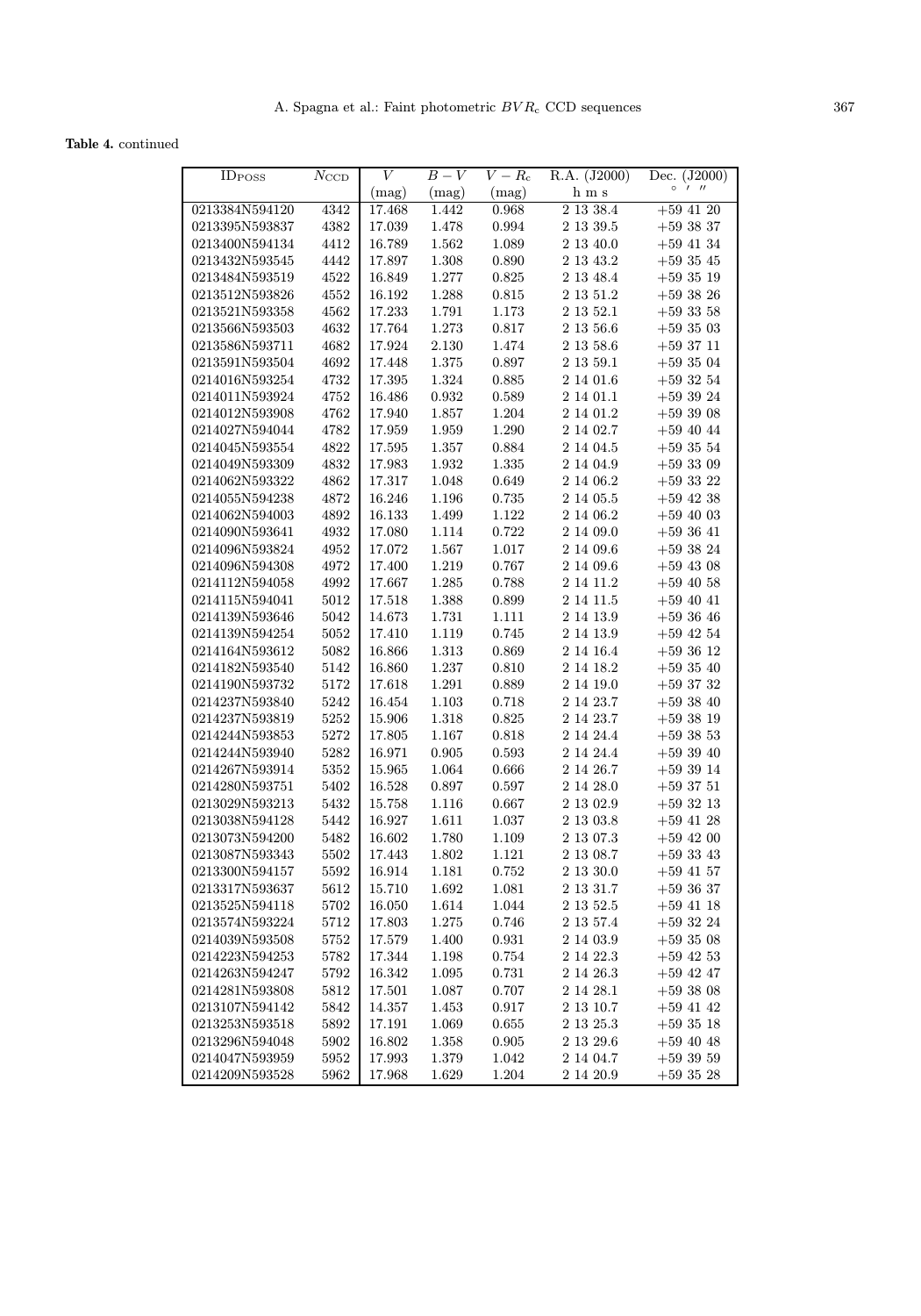**Table 4.** continued

| $ID_{POSS}$ | $N_{CCD}$ | $V$ (mag) | $B-V$ (mag) | $V-R_c$ (mag) | R.A. (J2000) h m s | Dec. (J2000) ° ′ ″ |
|---|---|---|---|---|---|---|
| 0213384N594120 | 4342 | 17.468 | 1.442 | 0.968 | 2 13 38.4 | +59 41 20 |
| 0213395N593837 | 4382 | 17.039 | 1.478 | 0.994 | 2 13 39.5 | +59 38 37 |
| 0213400N594134 | 4412 | 16.789 | 1.562 | 1.089 | 2 13 40.0 | +59 41 34 |
| 0213432N593545 | 4442 | 17.897 | 1.308 | 0.890 | 2 13 43.2 | +59 35 45 |
| 0213484N593519 | 4522 | 16.849 | 1.277 | 0.825 | 2 13 48.4 | +59 35 19 |
| 0213512N593826 | 4552 | 16.192 | 1.288 | 0.815 | 2 13 51.2 | +59 38 26 |
| 0213521N593358 | 4562 | 17.233 | 1.791 | 1.173 | 2 13 52.1 | +59 33 58 |
| 0213566N593503 | 4632 | 17.764 | 1.273 | 0.817 | 2 13 56.6 | +59 35 03 |
| 0213586N593711 | 4682 | 17.924 | 2.130 | 1.474 | 2 13 58.6 | +59 37 11 |
| 0213591N593504 | 4692 | 17.448 | 1.375 | 0.897 | 2 13 59.1 | +59 35 04 |
| 0214016N593254 | 4732 | 17.395 | 1.324 | 0.885 | 2 14 01.6 | +59 32 54 |
| 0214011N593924 | 4752 | 16.486 | 0.932 | 0.589 | 2 14 01.1 | +59 39 24 |
| 0214012N593908 | 4762 | 17.940 | 1.857 | 1.204 | 2 14 01.2 | +59 39 08 |
| 0214027N594044 | 4782 | 17.959 | 1.959 | 1.290 | 2 14 02.7 | +59 40 44 |
| 0214045N593554 | 4822 | 17.595 | 1.357 | 0.884 | 2 14 04.5 | +59 35 54 |
| 0214049N593309 | 4832 | 17.983 | 1.932 | 1.335 | 2 14 04.9 | +59 33 09 |
| 0214062N593322 | 4862 | 17.317 | 1.048 | 0.649 | 2 14 06.2 | +59 33 22 |
| 0214055N594238 | 4872 | 16.246 | 1.196 | 0.735 | 2 14 05.5 | +59 42 38 |
| 0214062N594003 | 4892 | 16.133 | 1.499 | 1.122 | 2 14 06.2 | +59 40 03 |
| 0214090N593641 | 4932 | 17.080 | 1.114 | 0.722 | 2 14 09.0 | +59 36 41 |
| 0214096N593824 | 4952 | 17.072 | 1.567 | 1.017 | 2 14 09.6 | +59 38 24 |
| 0214096N594308 | 4972 | 17.400 | 1.219 | 0.767 | 2 14 09.6 | +59 43 08 |
| 0214112N594058 | 4992 | 17.667 | 1.285 | 0.788 | 2 14 11.2 | +59 40 58 |
| 0214115N594041 | 5012 | 17.518 | 1.388 | 0.899 | 2 14 11.5 | +59 40 41 |
| 0214139N593646 | 5042 | 14.673 | 1.731 | 1.111 | 2 14 13.9 | +59 36 46 |
| 0214139N594254 | 5052 | 17.410 | 1.119 | 0.745 | 2 14 13.9 | +59 42 54 |
| 0214164N593612 | 5082 | 16.866 | 1.313 | 0.869 | 2 14 16.4 | +59 36 12 |
| 0214182N593540 | 5142 | 16.860 | 1.237 | 0.810 | 2 14 18.2 | +59 35 40 |
| 0214190N593732 | 5172 | 17.618 | 1.291 | 0.889 | 2 14 19.0 | +59 37 32 |
| 0214237N593840 | 5242 | 16.454 | 1.103 | 0.718 | 2 14 23.7 | +59 38 40 |
| 0214237N593819 | 5252 | 15.906 | 1.318 | 0.825 | 2 14 23.7 | +59 38 19 |
| 0214244N593853 | 5272 | 17.805 | 1.167 | 0.818 | 2 14 24.4 | +59 38 53 |
| 0214244N593940 | 5282 | 16.971 | 0.905 | 0.593 | 2 14 24.4 | +59 39 40 |
| 0214267N593914 | 5352 | 15.965 | 1.064 | 0.666 | 2 14 26.7 | +59 39 14 |
| 0214280N593751 | 5402 | 16.528 | 0.897 | 0.597 | 2 14 28.0 | +59 37 51 |
| 0213029N593213 | 5432 | 15.758 | 1.116 | 0.667 | 2 13 02.9 | +59 32 13 |
| 0213038N594128 | 5442 | 16.927 | 1.611 | 1.037 | 2 13 03.8 | +59 41 28 |
| 0213073N594200 | 5482 | 16.602 | 1.780 | 1.109 | 2 13 07.3 | +59 42 00 |
| 0213087N593343 | 5502 | 17.443 | 1.802 | 1.121 | 2 13 08.7 | +59 33 43 |
| 0213300N594157 | 5592 | 16.914 | 1.181 | 0.752 | 2 13 30.0 | +59 41 57 |
| 0213317N593637 | 5612 | 15.710 | 1.692 | 1.081 | 2 13 31.7 | +59 36 37 |
| 0213525N594118 | 5702 | 16.050 | 1.614 | 1.044 | 2 13 52.5 | +59 41 18 |
| 0213574N593224 | 5712 | 17.803 | 1.275 | 0.746 | 2 13 57.4 | +59 32 24 |
| 0214039N593508 | 5752 | 17.579 | 1.400 | 0.931 | 2 14 03.9 | +59 35 08 |
| 0214223N594253 | 5782 | 17.344 | 1.198 | 0.754 | 2 14 22.3 | +59 42 53 |
| 0214263N594247 | 5792 | 16.342 | 1.095 | 0.731 | 2 14 26.3 | +59 42 47 |
| 0214281N593808 | 5812 | 17.501 | 1.087 | 0.707 | 2 14 28.1 | +59 38 08 |
| 0213107N594142 | 5842 | 14.357 | 1.453 | 0.917 | 2 13 10.7 | +59 41 42 |
| 0213253N593518 | 5892 | 17.191 | 1.069 | 0.655 | 2 13 25.3 | +59 35 18 |
| 0213296N594048 | 5902 | 16.802 | 1.358 | 0.905 | 2 13 29.6 | +59 40 48 |
| 0214047N593959 | 5952 | 17.993 | 1.379 | 1.042 | 2 14 04.7 | +59 39 59 |
| 0214209N593528 | 5962 | 17.968 | 1.629 | 1.204 | 2 14 20.9 | +59 35 28 |